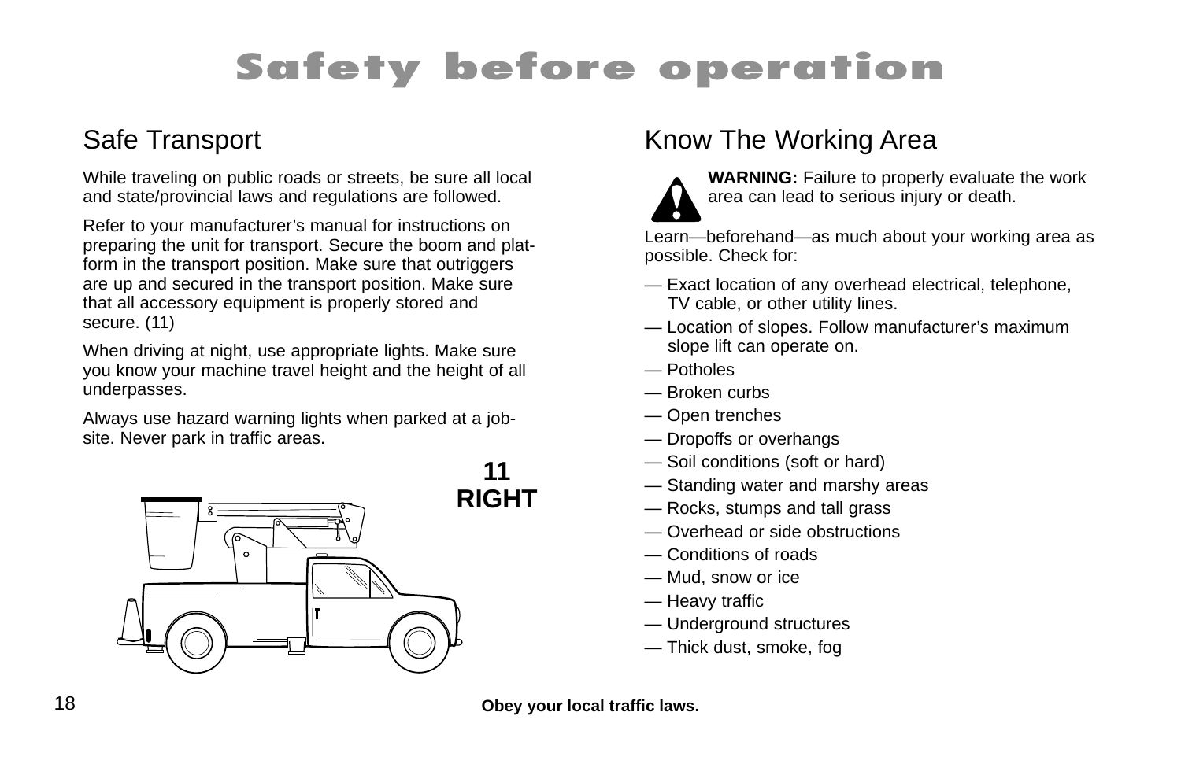# Safety before operation

## Safe Transport

While traveling on public roads or streets, be sure all local and state/provincial laws and regulations are followed.

Refer to your manufacturer's manual for instructions on preparing the unit for transport. Secure the boom and platform in the transport position. Make sure that outriggers are up and secured in the transport position. Make sure that all accessory equipment is properly stored and secure. (11)

When driving at night, use appropriate lights. Make sure you know your machine travel height and the height of all underpasses.

Always use hazard warning lights when parked at a jobsite. Never park in traffic areas.

**11**
**RIGHT**

## Know The Working Area

**WARNING:** Failure to properly evaluate the work area can lead to serious injury or death.

Learn—beforehand—as much about your working area as possible. Check for:

— Exact location of any overhead electrical, telephone, TV cable, or other utility lines.
— Location of slopes. Follow manufacturer's maximum slope lift can operate on.
— Potholes
— Broken curbs
— Open trenches
— Dropoffs or overhangs
— Soil conditions (soft or hard)
— Standing water and marshy areas
— Rocks, stumps and tall grass
— Overhead or side obstructions
— Conditions of roads
— Mud, snow or ice
— Heavy traffic
— Underground structures
— Thick dust, smoke, fog

**Obey your local traffic laws.**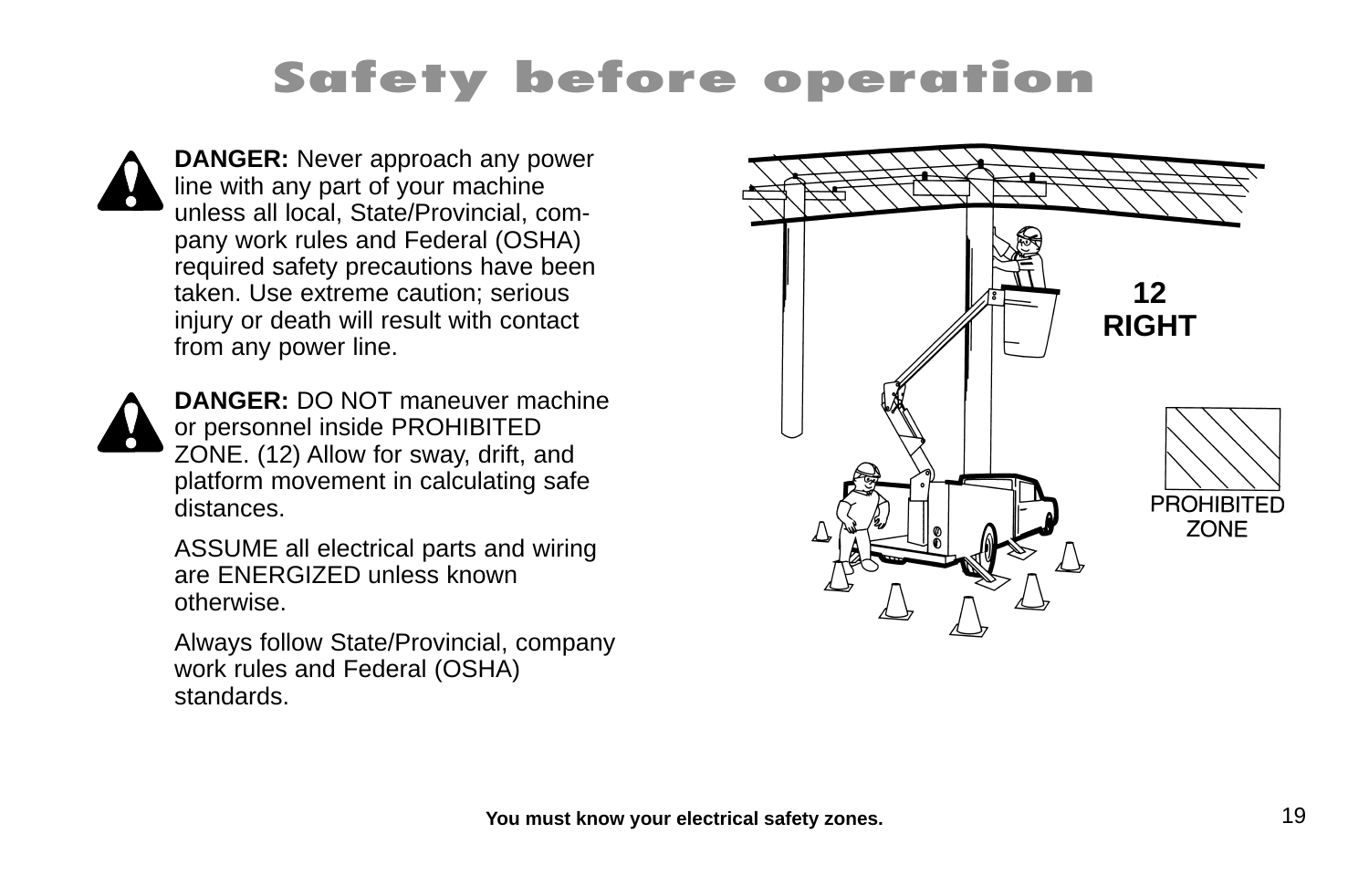# Safety before operation

**DANGER:** Never approach any power line with any part of your machine unless all local, State/Provincial, company work rules and Federal (OSHA) required safety precautions have been taken. Use extreme caution; serious injury or death will result with contact from any power line.

**DANGER:** DO NOT maneuver machine or personnel inside PROHIBITED ZONE. (12) Allow for sway, drift, and platform movement in calculating safe distances.

ASSUME all electrical parts and wiring are ENERGIZED unless known otherwise.

Always follow State/Provincial, company work rules and Federal (OSHA) standards.

12 RIGHT

PROHIBITED ZONE

**You must know your electrical safety zones.**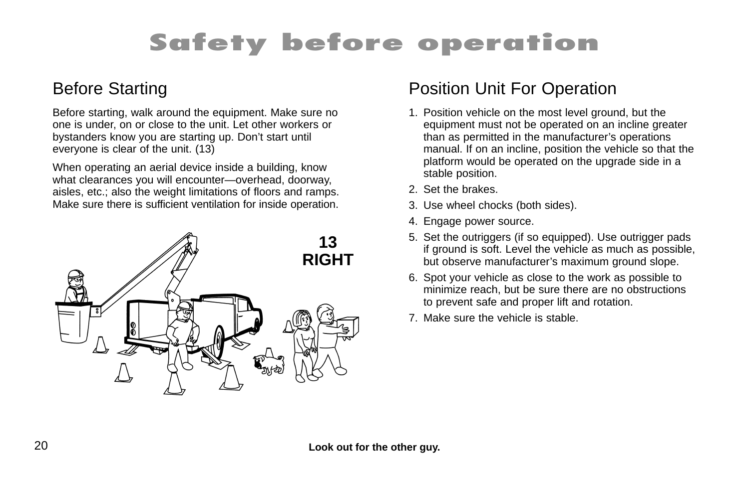# Safety before operation

## Before Starting

Before starting, walk around the equipment. Make sure no one is under, on or close to the unit. Let other workers or bystanders know you are starting up. Don't start until everyone is clear of the unit. (13)

When operating an aerial device inside a building, know what clearances you will encounter—overhead, doorway, aisles, etc.; also the weight limitations of floors and ramps. Make sure there is sufficient ventilation for inside operation.

**13**
**RIGHT**

## Position Unit For Operation

1. Position vehicle on the most level ground, but the equipment must not be operated on an incline greater than as permitted in the manufacturer's operations manual. If on an incline, position the vehicle so that the platform would be operated on the upgrade side in a stable position.
2. Set the brakes.
3. Use wheel chocks (both sides).
4. Engage power source.
5. Set the outriggers (if so equipped). Use outrigger pads if ground is soft. Level the vehicle as much as possible, but observe manufacturer's maximum ground slope.
6. Spot your vehicle as close to the work as possible to minimize reach, but be sure there are no obstructions to prevent safe and proper lift and rotation.
7. Make sure the vehicle is stable.

**Look out for the other guy.**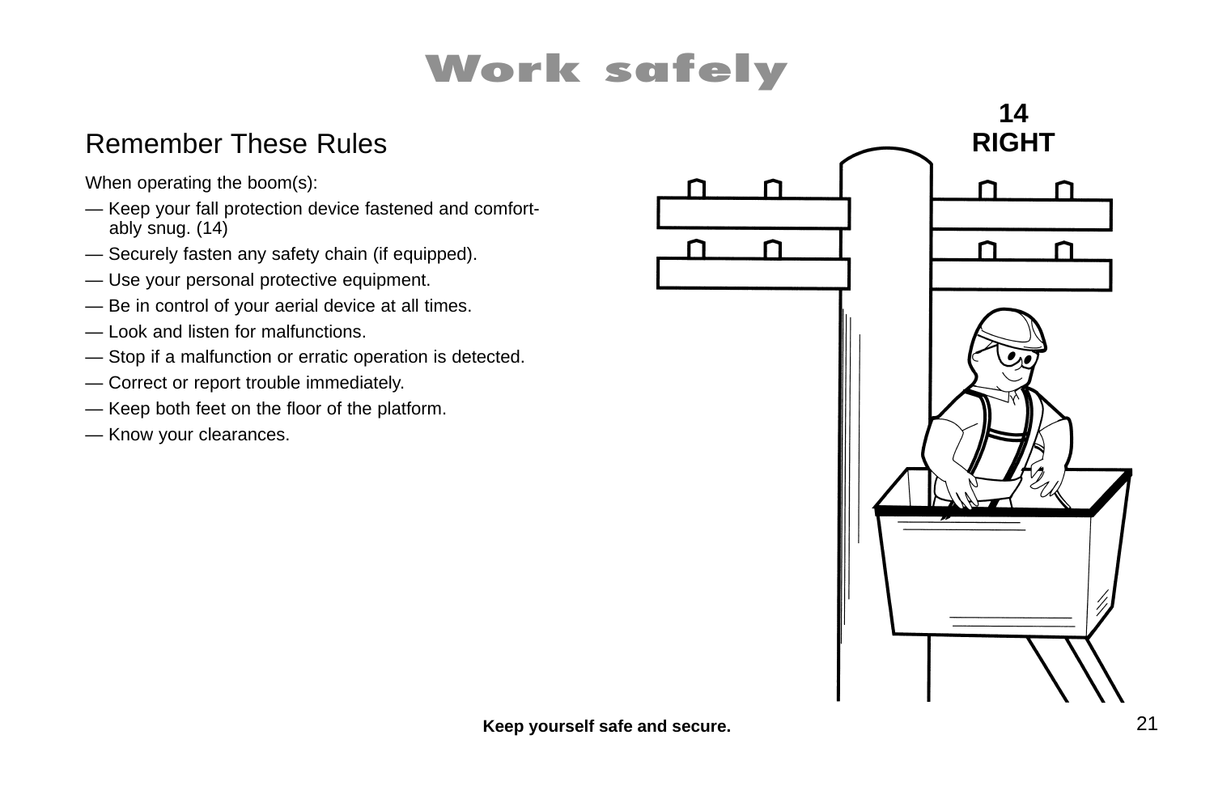# Work safely

## Remember These Rules

When operating the boom(s):

- Keep your fall protection device fastened and comfortably snug. (14)
- Securely fasten any safety chain (if equipped).
- Use your personal protective equipment.
- Be in control of your aerial device at all times.
- Look and listen for malfunctions.
- Stop if a malfunction or erratic operation is detected.
- Correct or report trouble immediately.
- Keep both feet on the floor of the platform.
- Know your clearances.

14
RIGHT

**Keep yourself safe and secure.**